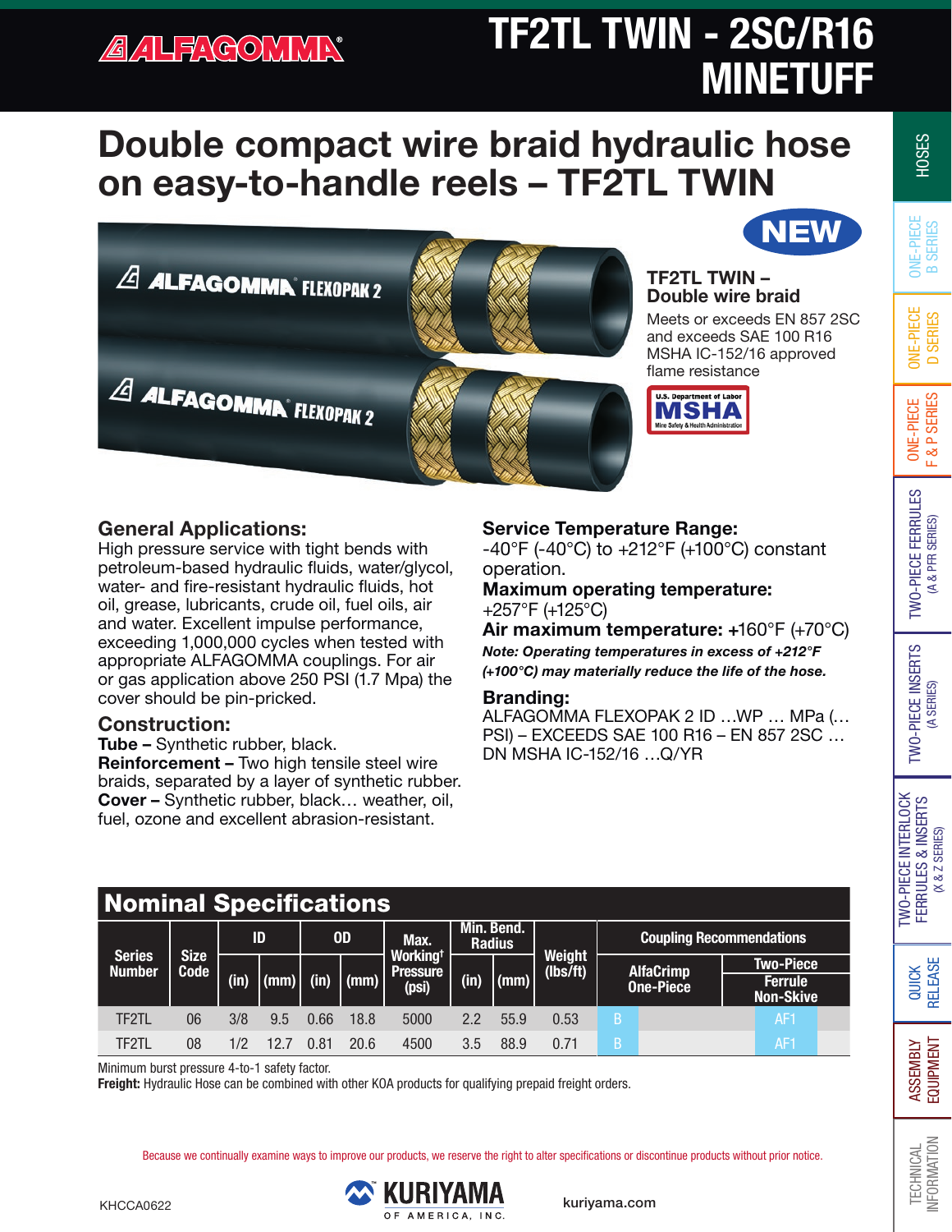# TF2TL TWIN - 2SC/R16 MINETUFF

## Double compact wire braid hydraulic hose on easy-to-handle reels – TF2TL TWIN

NEW

### TF2TL TWIN – Double wire braid

Meets or exceeds EN 857 2SC and exceeds SAE 100 R16 MSHA IC-152/16 approved flame resistance

### General Applications:

High pressure service with tight bends with petroleum-based hydraulic fluids, water/glycol, water- and fire-resistant hydraulic fluids, hot oil, grease, lubricants, crude oil, fuel oils, air and water. Excellent impulse performance, exceeding 1,000,000 cycles when tested with appropriate ALFAGOMMA couplings. For air or gas application above 250 PSI (1.7 Mpa) the cover should be pin-pricked.

### Construction:

**Tube –** Synthetic rubber, black.
**Reinforcement –** Two high tensile steel wire braids, separated by a layer of synthetic rubber.
**Cover –** Synthetic rubber, black… weather, oil, fuel, ozone and excellent abrasion-resistant.

### Service Temperature Range:

-40°F (-40°C) to +212°F (+100°C) constant operation.

**Maximum operating temperature:**
+257°F (+125°C)

**Air maximum temperature:** +160°F (+70°C)

***Note: Operating temperatures in excess of +212°F (+100°C) may materially reduce the life of the hose.***

### Branding:

ALFAGOMMA FLEXOPAK 2 ID …WP … MPa (… PSI) – EXCEEDS SAE 100 R16 – EN 857 2SC … DN MSHA IC-152/16 …Q/YR

## Nominal Specifications

| Series Number | Size Code | ID | | OD | | Max. Working† Pressure (psi) | Min. Bend. Radius | | Weight (lbs/ft) | Coupling Recommendations | |
|---|---|---|---|---|---|---|---|---|---|---|---|
| | | (in) | (mm) | (in) | (mm) | | (in) | (mm) | | AlfaCrimp One-Piece | Two-Piece Ferrule Non-Skive |
| TF2TL | 06 | 3/8 | 9.5 | 0.66 | 18.8 | 5000 | 2.2 | 55.9 | 0.53 | B | AF1 |
| TF2TL | 08 | 1/2 | 12.7 | 0.81 | 20.6 | 4500 | 3.5 | 88.9 | 0.71 | B | AF1 |

Minimum burst pressure 4-to-1 safety factor.
**Freight:** Hydraulic Hose can be combined with other KOA products for qualifying prepaid freight orders.

Because we continually examine ways to improve our products, we reserve the right to alter specifications or discontinue products without prior notice.

KHCCA0622

KURIYAMA OF AMERICA, INC.

kuriyama.com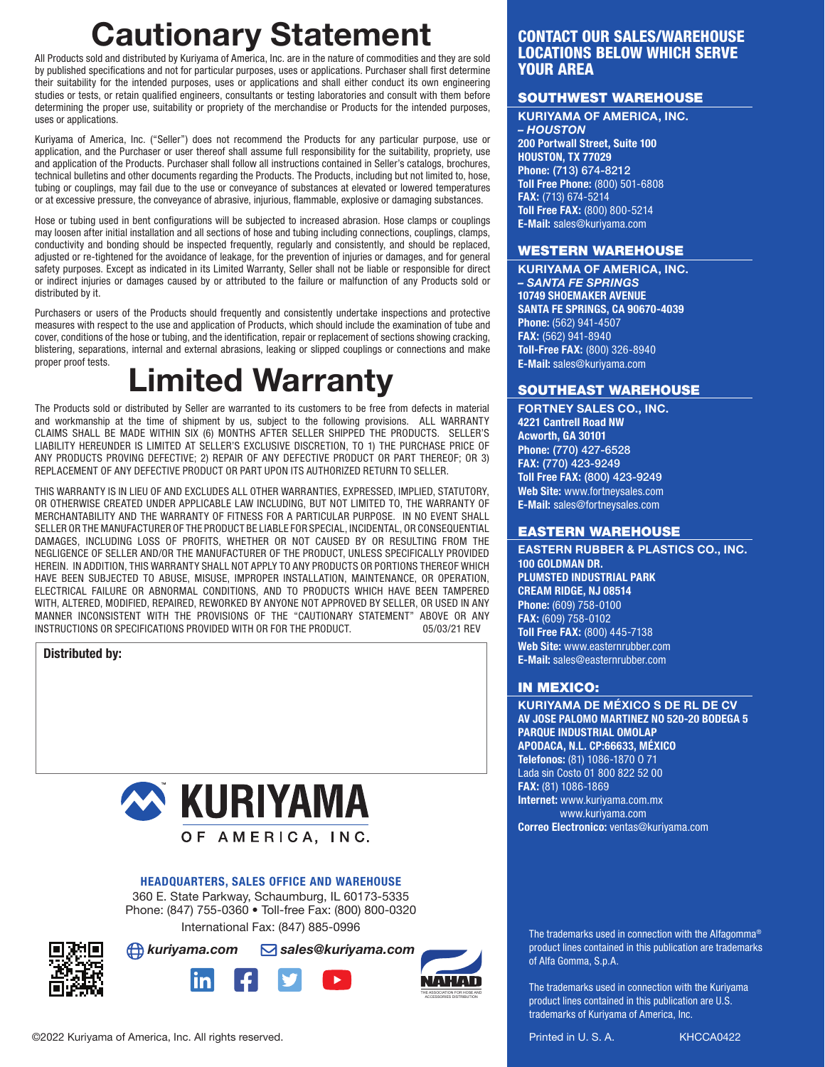# Cautionary Statement

All Products sold and distributed by Kuriyama of America, Inc. are in the nature of commodities and they are sold by published specifications and not for particular purposes, uses or applications. Purchaser shall first determine their suitability for the intended purposes, uses or applications and shall either conduct its own engineering studies or tests, or retain qualified engineers, consultants or testing laboratories and consult with them before determining the proper use, suitability or propriety of the merchandise or Products for the intended purposes, uses or applications.

Kuriyama of America, Inc. ("Seller") does not recommend the Products for any particular purpose, use or application, and the Purchaser or user thereof shall assume full responsibility for the suitability, propriety, use and application of the Products. Purchaser shall follow all instructions contained in Seller's catalogs, brochures, technical bulletins and other documents regarding the Products. The Products, including but not limited to, hose, tubing or couplings, may fail due to the use or conveyance of substances at elevated or lowered temperatures or at excessive pressure, the conveyance of abrasive, injurious, flammable, explosive or damaging substances.

Hose or tubing used in bent configurations will be subjected to increased abrasion. Hose clamps or couplings may loosen after initial installation and all sections of hose and tubing including connections, couplings, clamps, conductivity and bonding should be inspected frequently, regularly and consistently, and should be replaced, adjusted or re-tightened for the avoidance of leakage, for the prevention of injuries or damages, and for general safety purposes. Except as indicated in its Limited Warranty, Seller shall not be liable or responsible for direct or indirect injuries or damages caused by or attributed to the failure or malfunction of any Products sold or distributed by it.

Purchasers or users of the Products should frequently and consistently undertake inspections and protective measures with respect to the use and application of Products, which should include the examination of tube and cover, conditions of the hose or tubing, and the identification, repair or replacement of sections showing cracking, blistering, separations, internal and external abrasions, leaking or slipped couplings or connections and make proper proof tests.

# Limited Warranty

The Products sold or distributed by Seller are warranted to its customers to be free from defects in material and workmanship at the time of shipment by us, subject to the following provisions. ALL WARRANTY CLAIMS SHALL BE MADE WITHIN SIX (6) MONTHS AFTER SELLER SHIPPED THE PRODUCTS. SELLER'S LIABILITY HEREUNDER IS LIMITED AT SELLER'S EXCLUSIVE DISCRETION, TO 1) THE PURCHASE PRICE OF ANY PRODUCTS PROVING DEFECTIVE; 2) REPAIR OF ANY DEFECTIVE PRODUCT OR PART THEREOF; OR 3) REPLACEMENT OF ANY DEFECTIVE PRODUCT OR PART UPON ITS AUTHORIZED RETURN TO SELLER.

THIS WARRANTY IS IN LIEU OF AND EXCLUDES ALL OTHER WARRANTIES, EXPRESSED, IMPLIED, STATUTORY, OR OTHERWISE CREATED UNDER APPLICABLE LAW INCLUDING, BUT NOT LIMITED TO, THE WARRANTY OF MERCHANTABILITY AND THE WARRANTY OF FITNESS FOR A PARTICULAR PURPOSE. IN NO EVENT SHALL SELLER OR THE MANUFACTURER OF THE PRODUCT BE LIABLE FOR SPECIAL, INCIDENTAL, OR CONSEQUENTIAL DAMAGES, INCLUDING LOSS OF PROFITS, WHETHER OR NOT CAUSED BY OR RESULTING FROM THE NEGLIGENCE OF SELLER AND/OR THE MANUFACTURER OF THE PRODUCT, UNLESS SPECIFICALLY PROVIDED HEREIN. IN ADDITION, THIS WARRANTY SHALL NOT APPLY TO ANY PRODUCTS OR PORTIONS THEREOF WHICH HAVE BEEN SUBJECTED TO ABUSE, MISUSE, IMPROPER INSTALLATION, MAINTENANCE, OR OPERATION, ELECTRICAL FAILURE OR ABNORMAL CONDITIONS, AND TO PRODUCTS WHICH HAVE BEEN TAMPERED WITH, ALTERED, MODIFIED, REPAIRED, REWORKED BY ANYONE NOT APPROVED BY SELLER, OR USED IN ANY MANNER INCONSISTENT WITH THE PROVISIONS OF THE "CAUTIONARY STATEMENT" ABOVE OR ANY INSTRUCTIONS OR SPECIFICATIONS PROVIDED WITH OR FOR THE PRODUCT. 05/03/21 REV

**Distributed by:**

**KURIYAMA**
OF AMERICA, INC.

**HEADQUARTERS, SALES OFFICE AND WAREHOUSE**
360 E. State Parkway, Schaumburg, IL 60173-5335
Phone: (847) 755-0360 • Toll-free Fax: (800) 800-0320
International Fax: (847) 885-0996

*kuriyama.com* *sales@kuriyama.com*

NAHAD THE ASSOCIATION FOR HOSE AND ACCESSORIES DISTRIBUTION

©2022 Kuriyama of America, Inc. All rights reserved.

## CONTACT OUR SALES/WAREHOUSE LOCATIONS BELOW WHICH SERVE YOUR AREA

### SOUTHWEST WAREHOUSE

**KURIYAMA OF AMERICA, INC.**
***– HOUSTON***
**200 Portwall Street, Suite 100**
**HOUSTON, TX 77029**
**Phone:** (713) 674-8212
**Toll Free Phone:** (800) 501-6808
**FAX:** (713) 674-5214
**Toll Free FAX:** (800) 800-5214
**E-Mail:** sales@kuriyama.com

### WESTERN WAREHOUSE

**KURIYAMA OF AMERICA, INC.**
***– SANTA FE SPRINGS***
**10749 SHOEMAKER AVENUE**
**SANTA FE SPRINGS, CA 90670-4039**
**Phone:** (562) 941-4507
**FAX:** (562) 941-8940
**Toll-Free FAX:** (800) 326-8940
**E-Mail:** sales@kuriyama.com

### SOUTHEAST WAREHOUSE

**FORTNEY SALES CO., INC.**
**4221 Cantrell Road NW**
**Acworth, GA 30101**
**Phone:** (770) 427-6528
**FAX:** (770) 423-9249
**Toll Free FAX:** (800) 423-9249
**Web Site:** www.fortneysales.com
**E-Mail:** sales@fortneysales.com

### EASTERN WAREHOUSE

**EASTERN RUBBER & PLASTICS CO., INC.**
**100 GOLDMAN DR.**
**PLUMSTED INDUSTRIAL PARK**
**CREAM RIDGE, NJ 08514**
**Phone:** (609) 758-0100
**FAX:** (609) 758-0102
**Toll Free FAX:** (800) 445-7138
**Web Site:** www.easternrubber.com
**E-Mail:** sales@easternrubber.com

### IN MEXICO:

**KURIYAMA DE MÉXICO S DE RL DE CV**
**AV JOSE PALOMO MARTINEZ NO 520-20 BODEGA 5**
**PARQUE INDUSTRIAL OMOLAP**
**APODACA, N.L. CP:66633, MÉXICO**
**Telefonos:** (81) 1086-1870 O 71
Lada sin Costo 01 800 822 52 00
**FAX:** (81) 1086-1869
**Internet:** www.kuriyama.com.mx
www.kuriyama.com
**Correo Electronico:** ventas@kuriyama.com

The trademarks used in connection with the Alfagomma® product lines contained in this publication are trademarks of Alfa Gomma, S.p.A.

The trademarks used in connection with the Kuriyama product lines contained in this publication are U.S. trademarks of Kuriyama of America, Inc.

Printed in U. S. A. KHCCA0422